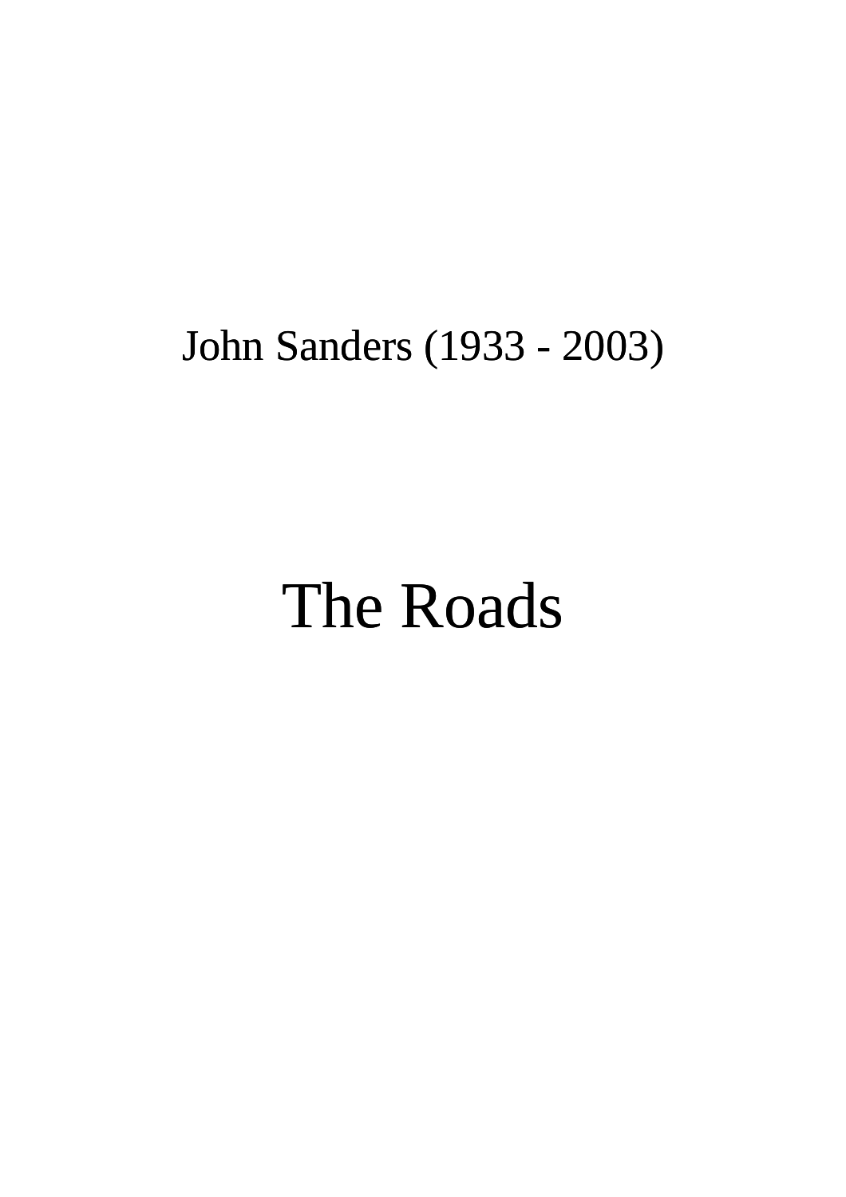John Sanders (1933 - 2003)

# The Roads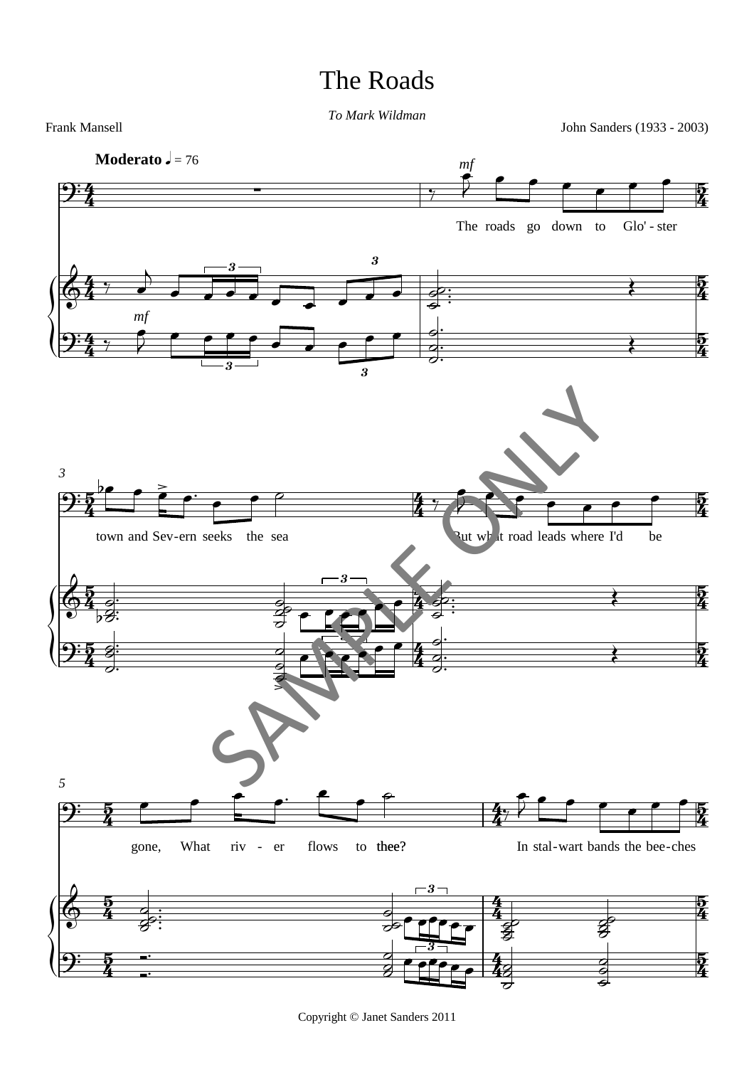# The Roads

*To Mark Wildman*

Frank Mansell

John Sanders (1933 - 2003)

**Moderato** ♩ = 76

*mf*

The roads go down to Glo' - ster

town and Sev-ern seeks the sea

But what road leads where I'd be

gone, What riv - er flows to thee?

In stal-wart bands the bee-ches

Copyright © Janet Sanders 2011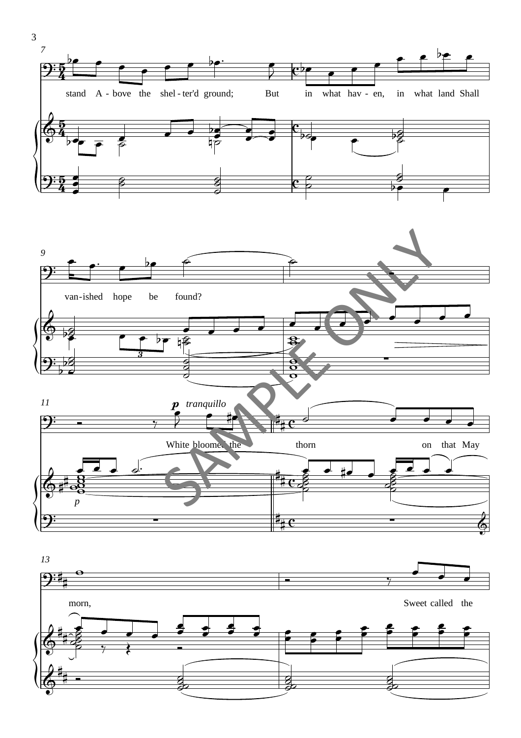7

stand A - bove the shel - ter'd ground; But in what hav - en, in what land Shall

9

van - ished hope be found?

11

*p* *tranquillo*

White bloomed the thorn on that May

13

morn, Sweet called the